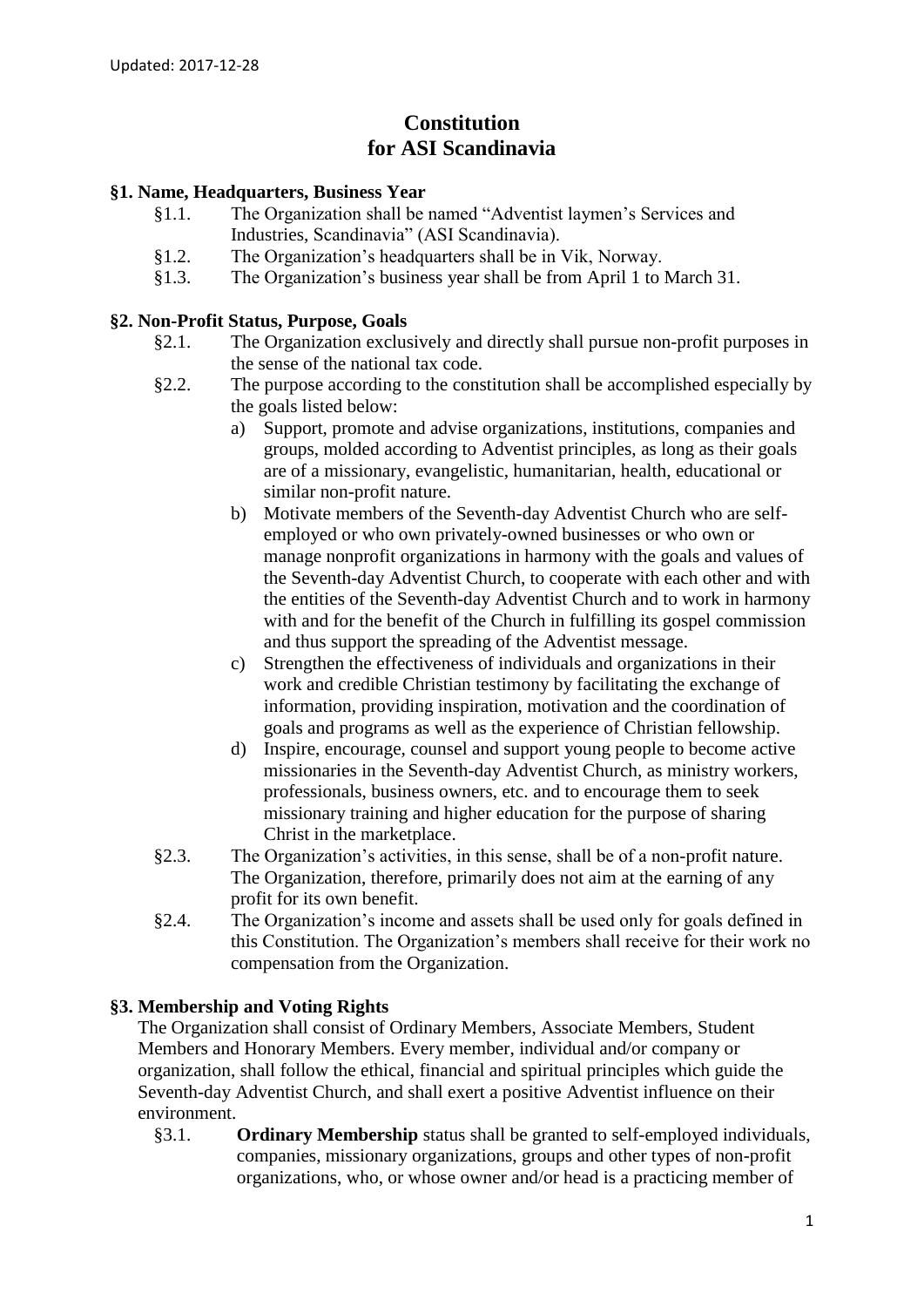Updated: 2017-12-28

# Constitution for ASI Scandinavia

## §1. Name, Headquarters, Business Year

§1.1. The Organization shall be named "Adventist laymen's Services and Industries, Scandinavia" (ASI Scandinavia).

§1.2. The Organization's headquarters shall be in Vik, Norway.

§1.3. The Organization's business year shall be from April 1 to March 31.

## §2. Non-Profit Status, Purpose, Goals

§2.1. The Organization exclusively and directly shall pursue non-profit purposes in the sense of the national tax code.

§2.2. The purpose according to the constitution shall be accomplished especially by the goals listed below:

a) Support, promote and advise organizations, institutions, companies and groups, molded according to Adventist principles, as long as their goals are of a missionary, evangelistic, humanitarian, health, educational or similar non-profit nature.

b) Motivate members of the Seventh-day Adventist Church who are self-employed or who own privately-owned businesses or who own or manage nonprofit organizations in harmony with the goals and values of the Seventh-day Adventist Church, to cooperate with each other and with the entities of the Seventh-day Adventist Church and to work in harmony with and for the benefit of the Church in fulfilling its gospel commission and thus support the spreading of the Adventist message.

c) Strengthen the effectiveness of individuals and organizations in their work and credible Christian testimony by facilitating the exchange of information, providing inspiration, motivation and the coordination of goals and programs as well as the experience of Christian fellowship.

d) Inspire, encourage, counsel and support young people to become active missionaries in the Seventh-day Adventist Church, as ministry workers, professionals, business owners, etc. and to encourage them to seek missionary training and higher education for the purpose of sharing Christ in the marketplace.

§2.3. The Organization's activities, in this sense, shall be of a non-profit nature. The Organization, therefore, primarily does not aim at the earning of any profit for its own benefit.

§2.4. The Organization's income and assets shall be used only for goals defined in this Constitution. The Organization's members shall receive for their work no compensation from the Organization.

## §3. Membership and Voting Rights

The Organization shall consist of Ordinary Members, Associate Members, Student Members and Honorary Members. Every member, individual and/or company or organization, shall follow the ethical, financial and spiritual principles which guide the Seventh-day Adventist Church, and shall exert a positive Adventist influence on their environment.

§3.1. **Ordinary Membership** status shall be granted to self-employed individuals, companies, missionary organizations, groups and other types of non-profit organizations, who, or whose owner and/or head is a practicing member of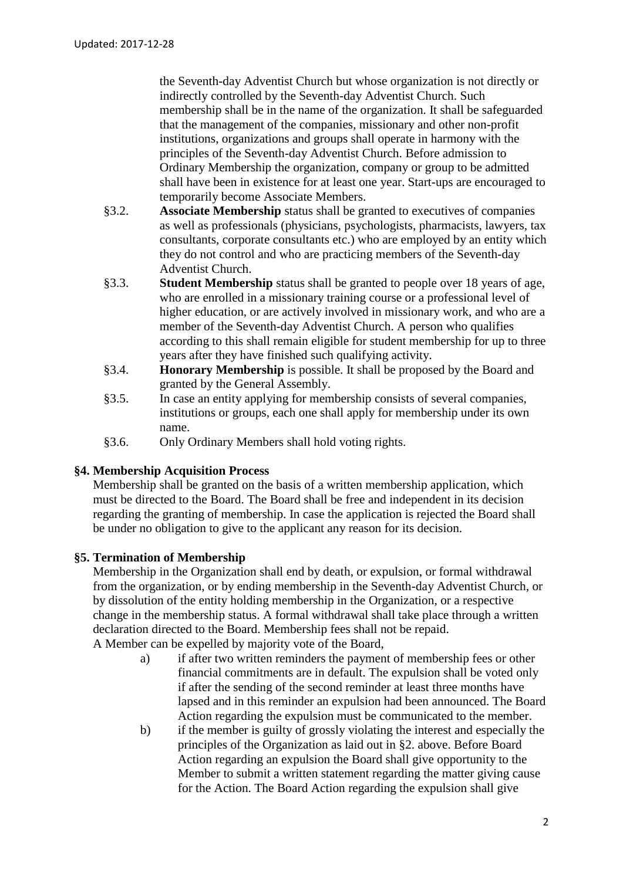the Seventh-day Adventist Church but whose organization is not directly or indirectly controlled by the Seventh-day Adventist Church. Such membership shall be in the name of the organization. It shall be safeguarded that the management of the companies, missionary and other non-profit institutions, organizations and groups shall operate in harmony with the principles of the Seventh-day Adventist Church. Before admission to Ordinary Membership the organization, company or group to be admitted shall have been in existence for at least one year. Start-ups are encouraged to temporarily become Associate Members.

§3.2. **Associate Membership** status shall be granted to executives of companies as well as professionals (physicians, psychologists, pharmacists, lawyers, tax consultants, corporate consultants etc.) who are employed by an entity which they do not control and who are practicing members of the Seventh-day Adventist Church.

§3.3. **Student Membership** status shall be granted to people over 18 years of age, who are enrolled in a missionary training course or a professional level of higher education, or are actively involved in missionary work, and who are a member of the Seventh-day Adventist Church. A person who qualifies according to this shall remain eligible for student membership for up to three years after they have finished such qualifying activity.

§3.4. **Honorary Membership** is possible. It shall be proposed by the Board and granted by the General Assembly.

§3.5. In case an entity applying for membership consists of several companies, institutions or groups, each one shall apply for membership under its own name.

§3.6. Only Ordinary Members shall hold voting rights.

## §4. Membership Acquisition Process

Membership shall be granted on the basis of a written membership application, which must be directed to the Board. The Board shall be free and independent in its decision regarding the granting of membership. In case the application is rejected the Board shall be under no obligation to give to the applicant any reason for its decision.

## §5. Termination of Membership

Membership in the Organization shall end by death, or expulsion, or formal withdrawal from the organization, or by ending membership in the Seventh-day Adventist Church, or by dissolution of the entity holding membership in the Organization, or a respective change in the membership status. A formal withdrawal shall take place through a written declaration directed to the Board. Membership fees shall not be repaid.

A Member can be expelled by majority vote of the Board,

a) if after two written reminders the payment of membership fees or other financial commitments are in default. The expulsion shall be voted only if after the sending of the second reminder at least three months have lapsed and in this reminder an expulsion had been announced. The Board Action regarding the expulsion must be communicated to the member.

b) if the member is guilty of grossly violating the interest and especially the principles of the Organization as laid out in §2. above. Before Board Action regarding an expulsion the Board shall give opportunity to the Member to submit a written statement regarding the matter giving cause for the Action. The Board Action regarding the expulsion shall give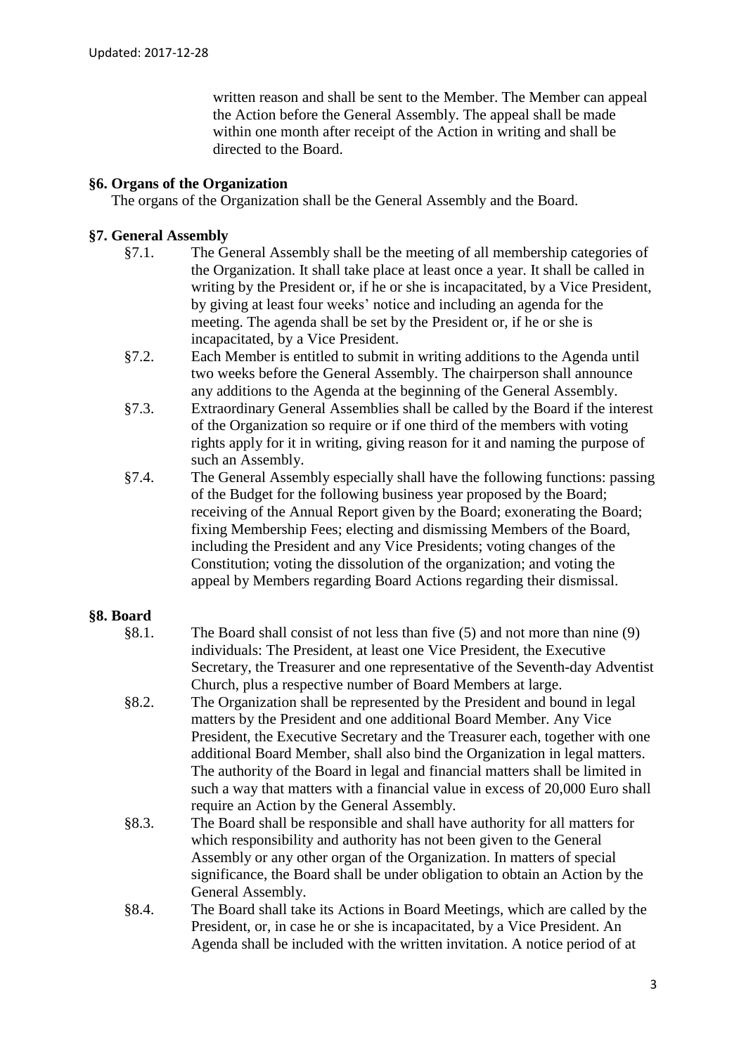written reason and shall be sent to the Member. The Member can appeal the Action before the General Assembly. The appeal shall be made within one month after receipt of the Action in writing and shall be directed to the Board.

## §6. Organs of the Organization

The organs of the Organization shall be the General Assembly and the Board.

## §7. General Assembly

§7.1. The General Assembly shall be the meeting of all membership categories of the Organization. It shall take place at least once a year. It shall be called in writing by the President or, if he or she is incapacitated, by a Vice President, by giving at least four weeks' notice and including an agenda for the meeting. The agenda shall be set by the President or, if he or she is incapacitated, by a Vice President.

§7.2. Each Member is entitled to submit in writing additions to the Agenda until two weeks before the General Assembly. The chairperson shall announce any additions to the Agenda at the beginning of the General Assembly.

§7.3. Extraordinary General Assemblies shall be called by the Board if the interest of the Organization so require or if one third of the members with voting rights apply for it in writing, giving reason for it and naming the purpose of such an Assembly.

§7.4. The General Assembly especially shall have the following functions: passing of the Budget for the following business year proposed by the Board; receiving of the Annual Report given by the Board; exonerating the Board; fixing Membership Fees; electing and dismissing Members of the Board, including the President and any Vice Presidents; voting changes of the Constitution; voting the dissolution of the organization; and voting the appeal by Members regarding Board Actions regarding their dismissal.

## §8. Board

§8.1. The Board shall consist of not less than five (5) and not more than nine (9) individuals: The President, at least one Vice President, the Executive Secretary, the Treasurer and one representative of the Seventh-day Adventist Church, plus a respective number of Board Members at large.

§8.2. The Organization shall be represented by the President and bound in legal matters by the President and one additional Board Member. Any Vice President, the Executive Secretary and the Treasurer each, together with one additional Board Member, shall also bind the Organization in legal matters. The authority of the Board in legal and financial matters shall be limited in such a way that matters with a financial value in excess of 20,000 Euro shall require an Action by the General Assembly.

§8.3. The Board shall be responsible and shall have authority for all matters for which responsibility and authority has not been given to the General Assembly or any other organ of the Organization. In matters of special significance, the Board shall be under obligation to obtain an Action by the General Assembly.

§8.4. The Board shall take its Actions in Board Meetings, which are called by the President, or, in case he or she is incapacitated, by a Vice President. An Agenda shall be included with the written invitation. A notice period of at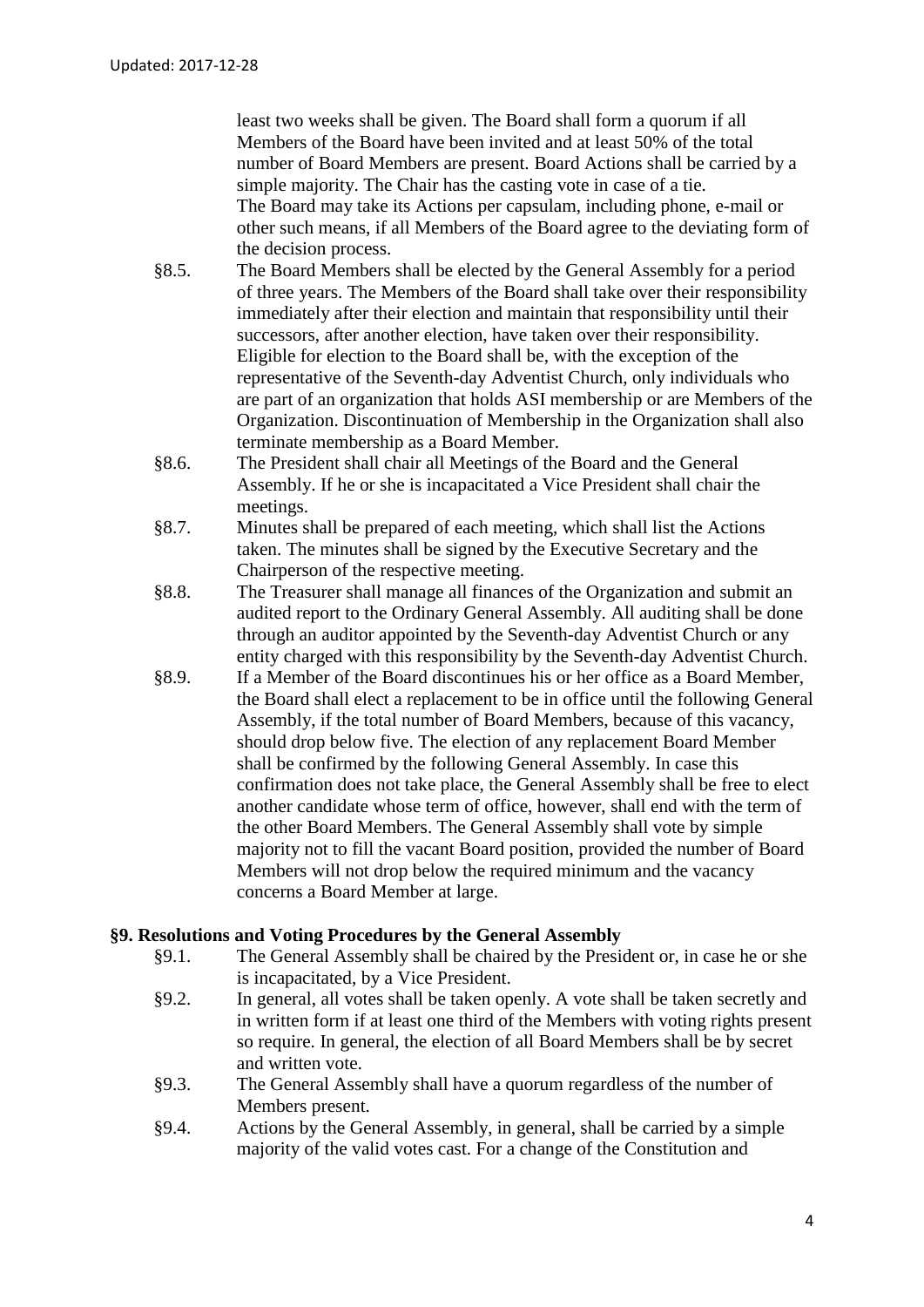least two weeks shall be given. The Board shall form a quorum if all Members of the Board have been invited and at least 50% of the total number of Board Members are present. Board Actions shall be carried by a simple majority. The Chair has the casting vote in case of a tie. The Board may take its Actions per capsulam, including phone, e-mail or other such means, if all Members of the Board agree to the deviating form of the decision process.

§8.5. The Board Members shall be elected by the General Assembly for a period of three years. The Members of the Board shall take over their responsibility immediately after their election and maintain that responsibility until their successors, after another election, have taken over their responsibility. Eligible for election to the Board shall be, with the exception of the representative of the Seventh-day Adventist Church, only individuals who are part of an organization that holds ASI membership or are Members of the Organization. Discontinuation of Membership in the Organization shall also terminate membership as a Board Member.

§8.6. The President shall chair all Meetings of the Board and the General Assembly. If he or she is incapacitated a Vice President shall chair the meetings.

§8.7. Minutes shall be prepared of each meeting, which shall list the Actions taken. The minutes shall be signed by the Executive Secretary and the Chairperson of the respective meeting.

§8.8. The Treasurer shall manage all finances of the Organization and submit an audited report to the Ordinary General Assembly. All auditing shall be done through an auditor appointed by the Seventh-day Adventist Church or any entity charged with this responsibility by the Seventh-day Adventist Church.

§8.9. If a Member of the Board discontinues his or her office as a Board Member, the Board shall elect a replacement to be in office until the following General Assembly, if the total number of Board Members, because of this vacancy, should drop below five. The election of any replacement Board Member shall be confirmed by the following General Assembly. In case this confirmation does not take place, the General Assembly shall be free to elect another candidate whose term of office, however, shall end with the term of the other Board Members. The General Assembly shall vote by simple majority not to fill the vacant Board position, provided the number of Board Members will not drop below the required minimum and the vacancy concerns a Board Member at large.

## §9. Resolutions and Voting Procedures by the General Assembly

§9.1. The General Assembly shall be chaired by the President or, in case he or she is incapacitated, by a Vice President.

§9.2. In general, all votes shall be taken openly. A vote shall be taken secretly and in written form if at least one third of the Members with voting rights present so require. In general, the election of all Board Members shall be by secret and written vote.

§9.3. The General Assembly shall have a quorum regardless of the number of Members present.

§9.4. Actions by the General Assembly, in general, shall be carried by a simple majority of the valid votes cast. For a change of the Constitution and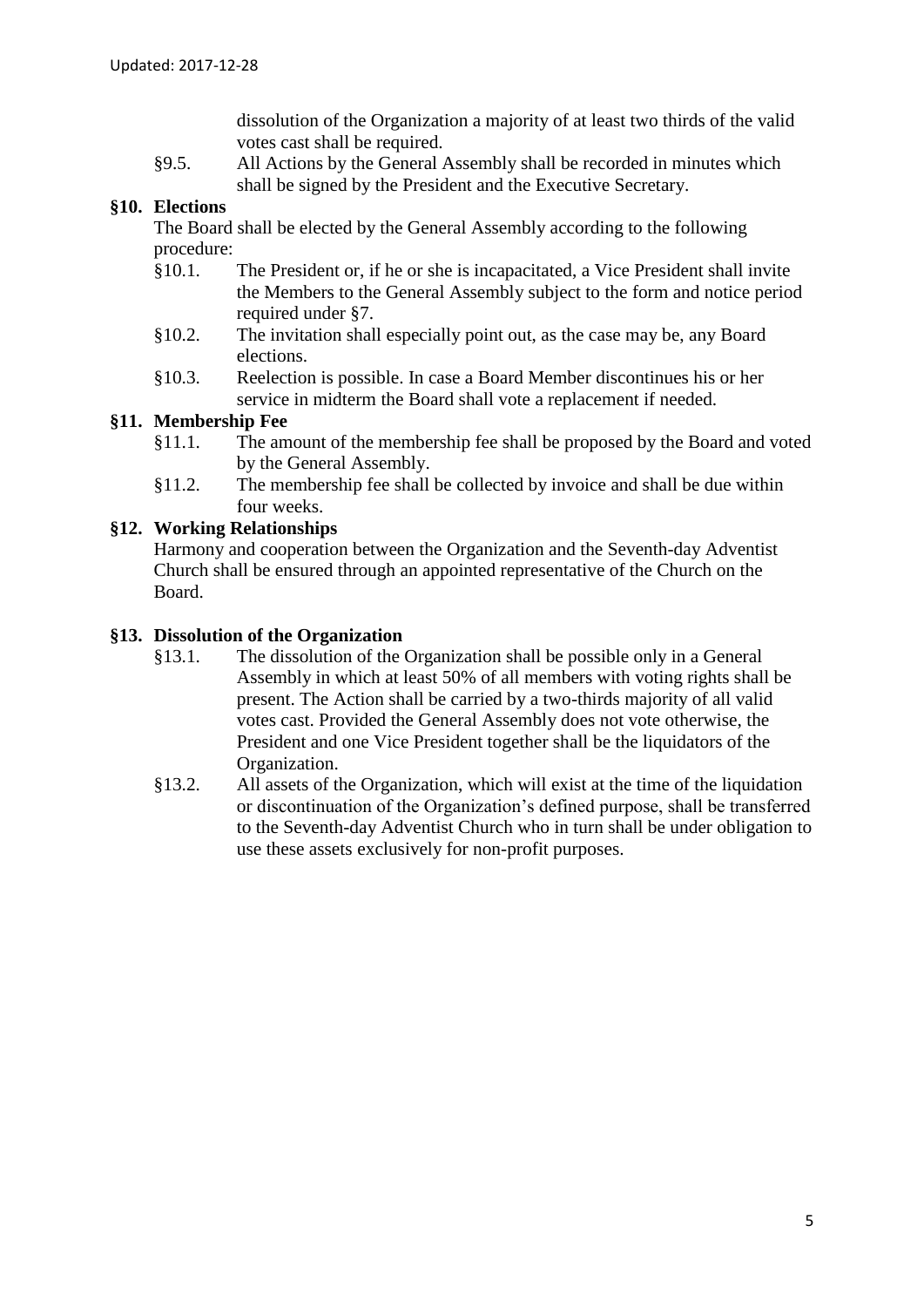dissolution of the Organization a majority of at least two thirds of the valid votes cast shall be required.

§9.5. All Actions by the General Assembly shall be recorded in minutes which shall be signed by the President and the Executive Secretary.

## §10. Elections

The Board shall be elected by the General Assembly according to the following procedure:

§10.1. The President or, if he or she is incapacitated, a Vice President shall invite the Members to the General Assembly subject to the form and notice period required under §7.

§10.2. The invitation shall especially point out, as the case may be, any Board elections.

§10.3. Reelection is possible. In case a Board Member discontinues his or her service in midterm the Board shall vote a replacement if needed.

## §11. Membership Fee

§11.1. The amount of the membership fee shall be proposed by the Board and voted by the General Assembly.

§11.2. The membership fee shall be collected by invoice and shall be due within four weeks.

## §12. Working Relationships

Harmony and cooperation between the Organization and the Seventh-day Adventist Church shall be ensured through an appointed representative of the Church on the Board.

## §13. Dissolution of the Organization

§13.1. The dissolution of the Organization shall be possible only in a General Assembly in which at least 50% of all members with voting rights shall be present. The Action shall be carried by a two-thirds majority of all valid votes cast. Provided the General Assembly does not vote otherwise, the President and one Vice President together shall be the liquidators of the Organization.

§13.2. All assets of the Organization, which will exist at the time of the liquidation or discontinuation of the Organization's defined purpose, shall be transferred to the Seventh-day Adventist Church who in turn shall be under obligation to use these assets exclusively for non-profit purposes.